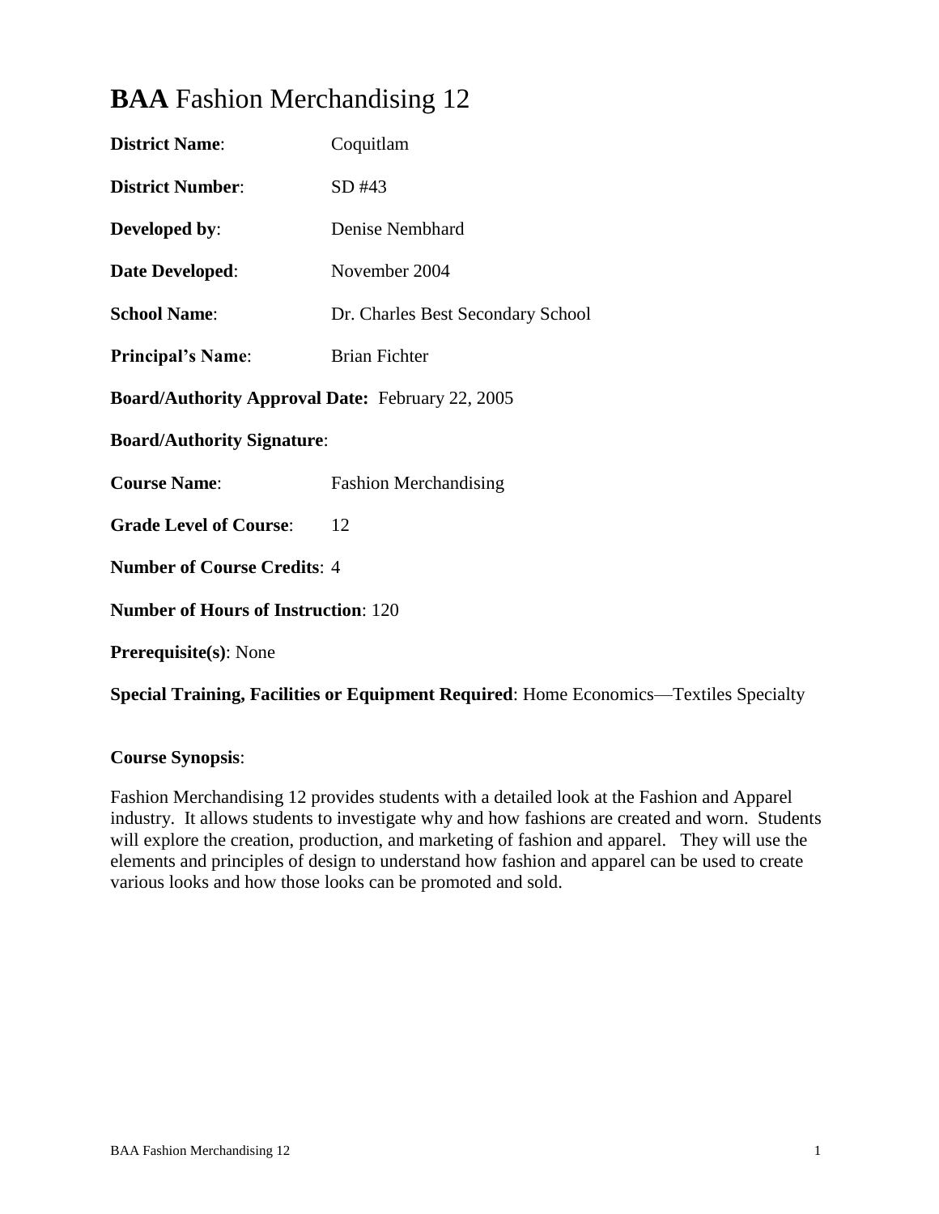# **BAA** Fashion Merchandising 12

**District Name**: Coquitlam

**District Number**: SD #43

**Developed by**: Denise Nembhard

**Date Developed**: November 2004

**School Name**: Dr. Charles Best Secondary School

**Principal's Name**: Brian Fichter

**Board/Authority Approval Date:** February 22, 2005

**Board/Authority Signature**:

**Course Name**: Fashion Merchandising

**Grade Level of Course**: 12

**Number of Course Credits**: 4

**Number of Hours of Instruction**: 120

**Prerequisite(s)**: None

**Special Training, Facilities or Equipment Required**: Home Economics—Textiles Specialty

**Course Synopsis**:

Fashion Merchandising 12 provides students with a detailed look at the Fashion and Apparel industry. It allows students to investigate why and how fashions are created and worn. Students will explore the creation, production, and marketing of fashion and apparel. They will use the elements and principles of design to understand how fashion and apparel can be used to create various looks and how those looks can be promoted and sold.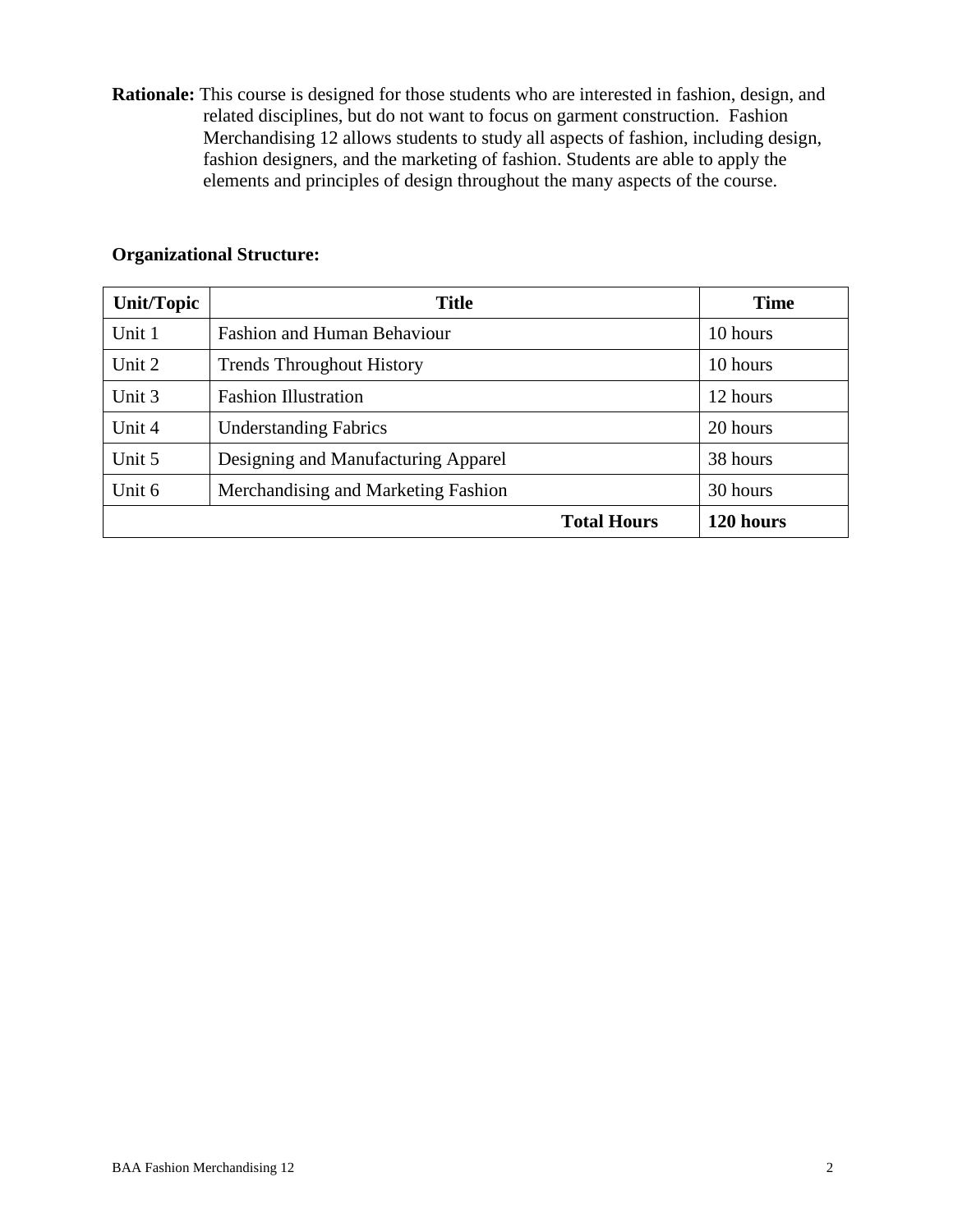**Rationale:** This course is designed for those students who are interested in fashion, design, and related disciplines, but do not want to focus on garment construction. Fashion Merchandising 12 allows students to study all aspects of fashion, including design, fashion designers, and the marketing of fashion. Students are able to apply the elements and principles of design throughout the many aspects of the course.

**Organizational Structure:**

| Unit/Topic | Title | Time |
|---|---|---|
| Unit 1 | Fashion and Human Behaviour | 10 hours |
| Unit 2 | Trends Throughout History | 10 hours |
| Unit 3 | Fashion Illustration | 12 hours |
| Unit 4 | Understanding Fabrics | 20 hours |
| Unit 5 | Designing and Manufacturing Apparel | 38 hours |
| Unit 6 | Merchandising and Marketing Fashion | 30 hours |
| | **Total Hours** | **120 hours** |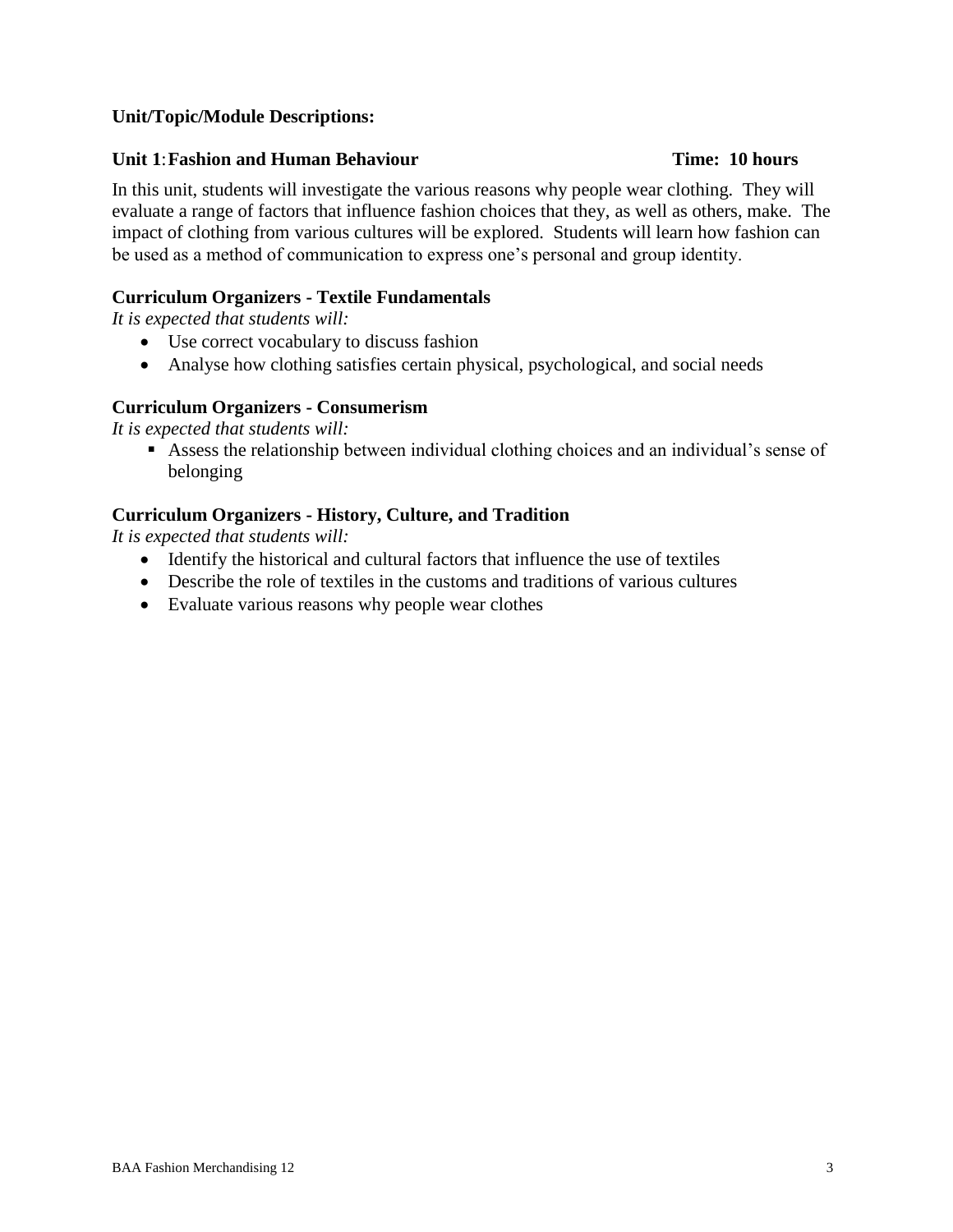**Unit/Topic/Module Descriptions:**

**Unit 1**: **Fashion and Human Behaviour** **Time: 10 hours**

In this unit, students will investigate the various reasons why people wear clothing. They will evaluate a range of factors that influence fashion choices that they, as well as others, make. The impact of clothing from various cultures will be explored. Students will learn how fashion can be used as a method of communication to express one's personal and group identity.

**Curriculum Organizers - Textile Fundamentals**

*It is expected that students will:*

- Use correct vocabulary to discuss fashion
- Analyse how clothing satisfies certain physical, psychological, and social needs

**Curriculum Organizers - Consumerism**

*It is expected that students will:*

- Assess the relationship between individual clothing choices and an individual's sense of belonging

**Curriculum Organizers - History, Culture, and Tradition**

*It is expected that students will:*

- Identify the historical and cultural factors that influence the use of textiles
- Describe the role of textiles in the customs and traditions of various cultures
- Evaluate various reasons why people wear clothes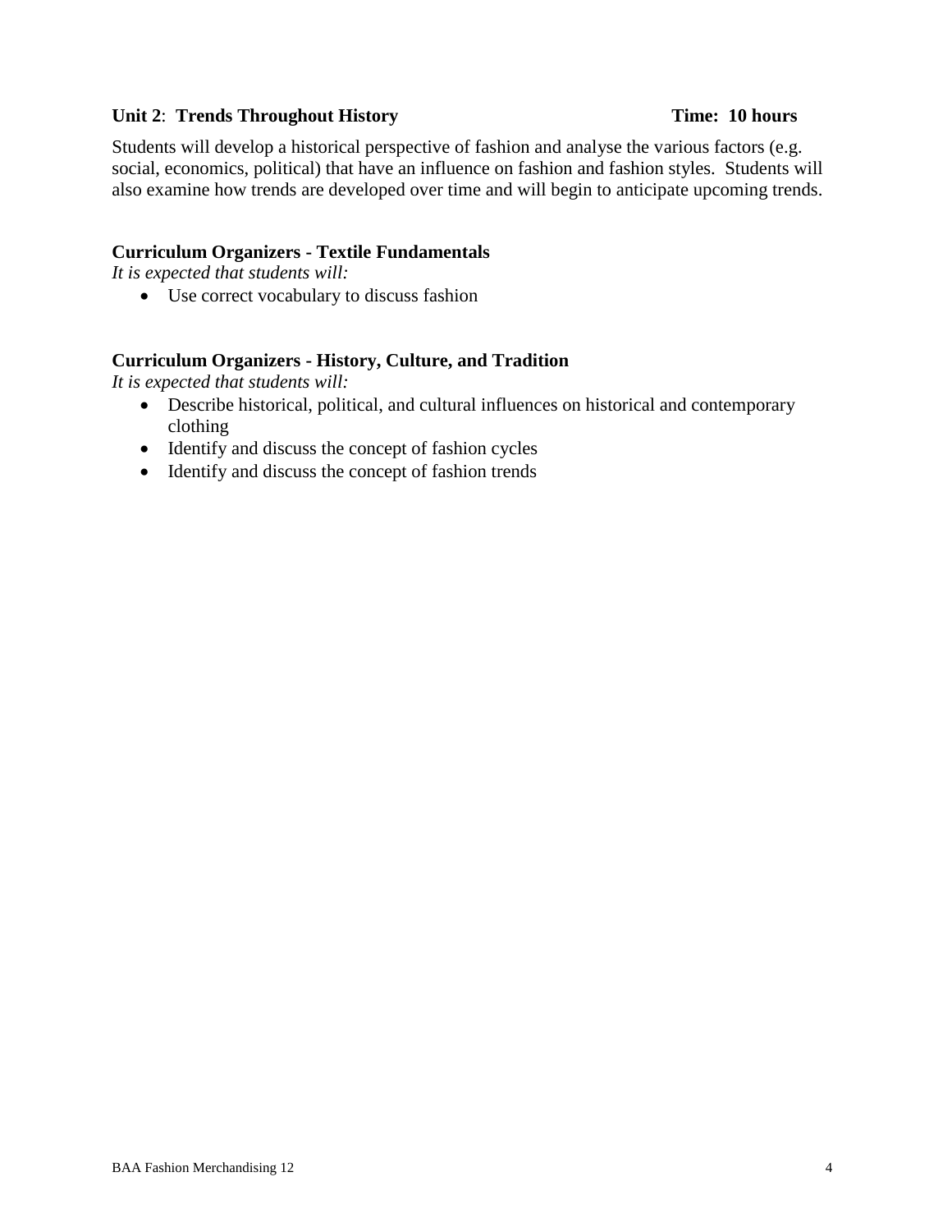**Unit 2**: **Trends Throughout History** **Time: 10 hours**

Students will develop a historical perspective of fashion and analyse the various factors (e.g. social, economics, political) that have an influence on fashion and fashion styles. Students will also examine how trends are developed over time and will begin to anticipate upcoming trends.

**Curriculum Organizers - Textile Fundamentals**

*It is expected that students will:*

- Use correct vocabulary to discuss fashion

**Curriculum Organizers - History, Culture, and Tradition**

*It is expected that students will:*

- Describe historical, political, and cultural influences on historical and contemporary clothing
- Identify and discuss the concept of fashion cycles
- Identify and discuss the concept of fashion trends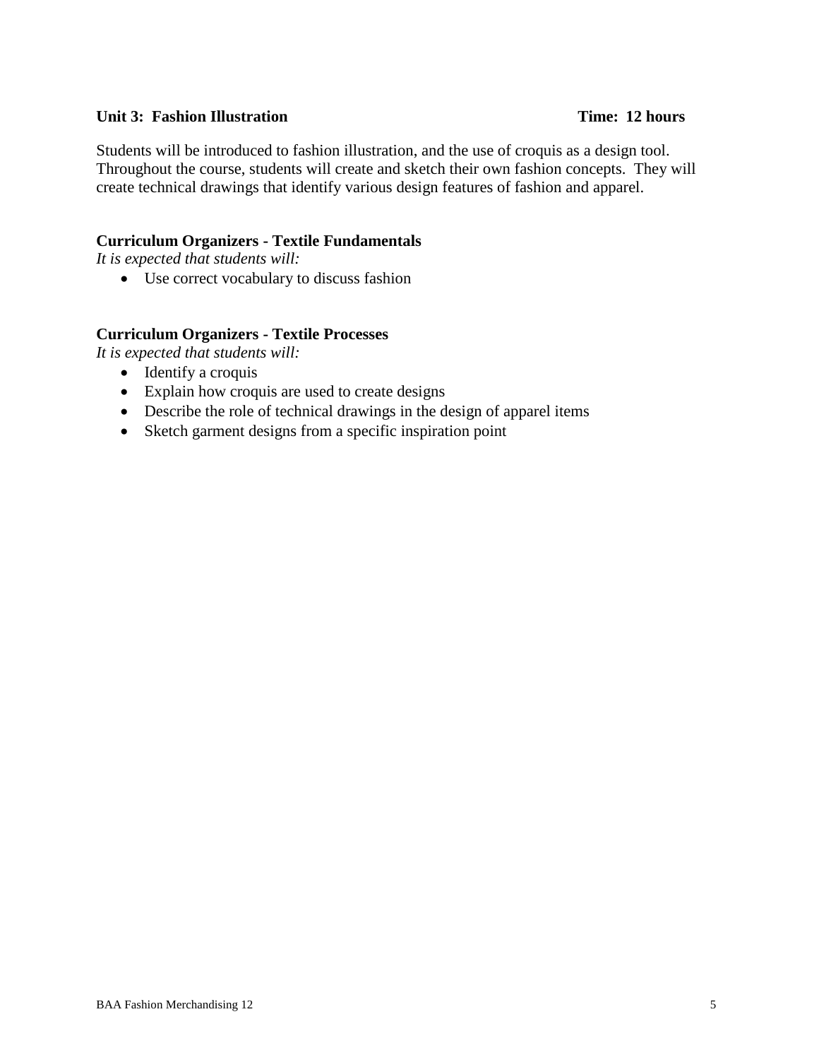**Unit 3: Fashion Illustration** **Time: 12 hours**

Students will be introduced to fashion illustration, and the use of croquis as a design tool. Throughout the course, students will create and sketch their own fashion concepts. They will create technical drawings that identify various design features of fashion and apparel.

**Curriculum Organizers - Textile Fundamentals**

*It is expected that students will:*

- Use correct vocabulary to discuss fashion

**Curriculum Organizers - Textile Processes**

*It is expected that students will:*

- Identify a croquis
- Explain how croquis are used to create designs
- Describe the role of technical drawings in the design of apparel items
- Sketch garment designs from a specific inspiration point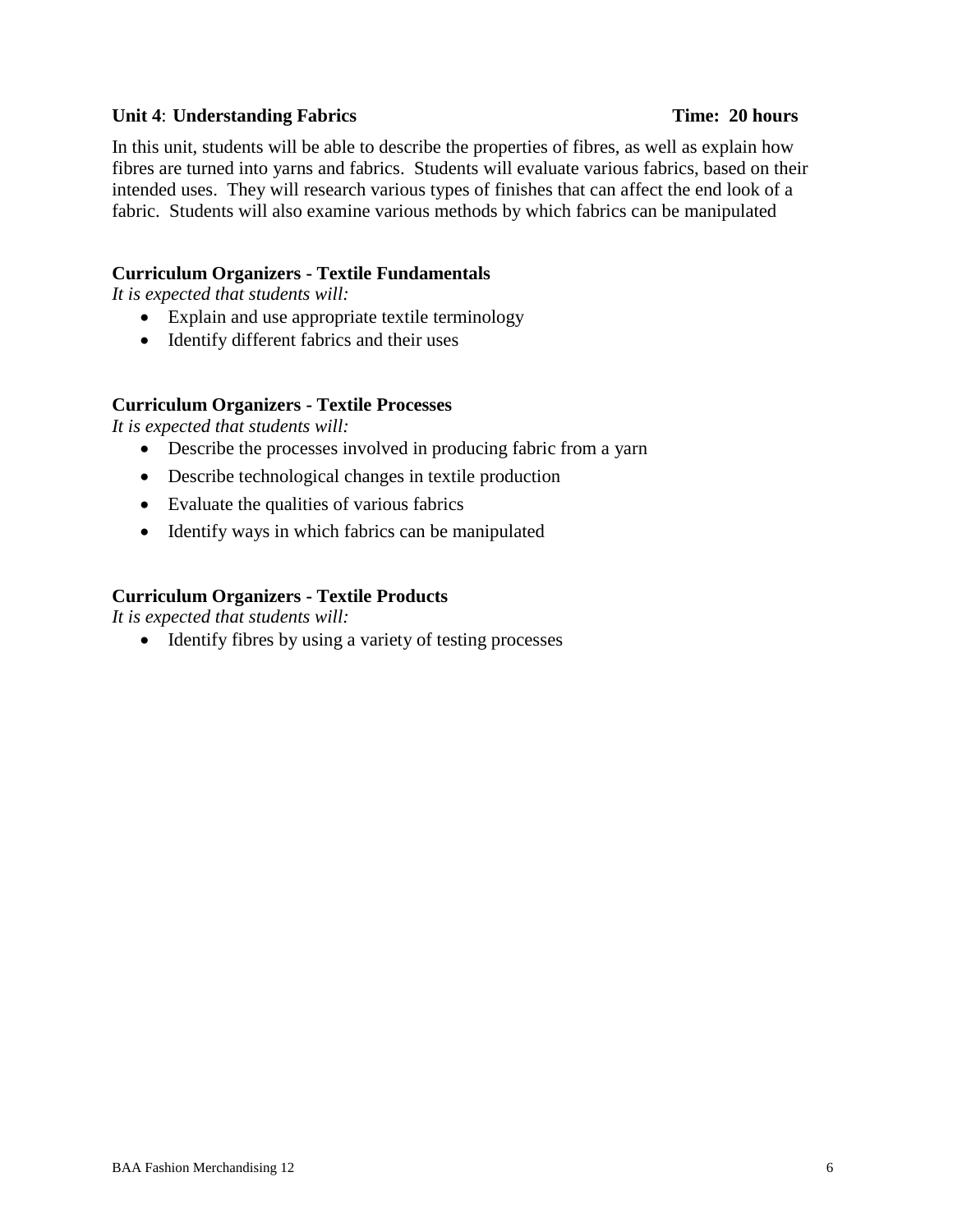**Unit 4**: **Understanding Fabrics** **Time: 20 hours**

In this unit, students will be able to describe the properties of fibres, as well as explain how fibres are turned into yarns and fabrics. Students will evaluate various fabrics, based on their intended uses. They will research various types of finishes that can affect the end look of a fabric. Students will also examine various methods by which fabrics can be manipulated

**Curriculum Organizers - Textile Fundamentals**

*It is expected that students will:*

- Explain and use appropriate textile terminology
- Identify different fabrics and their uses

**Curriculum Organizers - Textile Processes**

*It is expected that students will:*

- Describe the processes involved in producing fabric from a yarn
- Describe technological changes in textile production
- Evaluate the qualities of various fabrics
- Identify ways in which fabrics can be manipulated

**Curriculum Organizers - Textile Products**

*It is expected that students will:*

- Identify fibres by using a variety of testing processes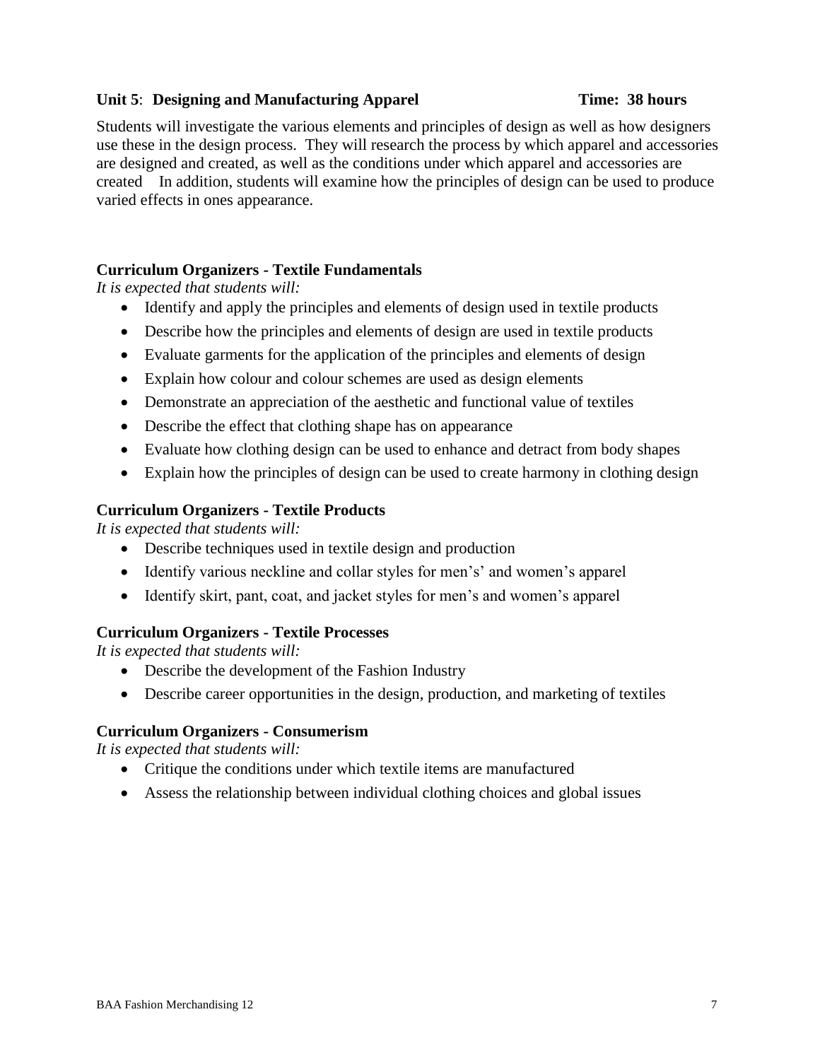**Unit 5**: **Designing and Manufacturing Apparel** **Time: 38 hours**

Students will investigate the various elements and principles of design as well as how designers use these in the design process. They will research the process by which apparel and accessories are designed and created, as well as the conditions under which apparel and accessories are created In addition, students will examine how the principles of design can be used to produce varied effects in ones appearance.

**Curriculum Organizers - Textile Fundamentals**

*It is expected that students will:*

- Identify and apply the principles and elements of design used in textile products
- Describe how the principles and elements of design are used in textile products
- Evaluate garments for the application of the principles and elements of design
- Explain how colour and colour schemes are used as design elements
- Demonstrate an appreciation of the aesthetic and functional value of textiles
- Describe the effect that clothing shape has on appearance
- Evaluate how clothing design can be used to enhance and detract from body shapes
- Explain how the principles of design can be used to create harmony in clothing design

**Curriculum Organizers - Textile Products**

*It is expected that students will:*

- Describe techniques used in textile design and production
- Identify various neckline and collar styles for men's' and women's apparel
- Identify skirt, pant, coat, and jacket styles for men's and women's apparel

**Curriculum Organizers - Textile Processes**

*It is expected that students will:*

- Describe the development of the Fashion Industry
- Describe career opportunities in the design, production, and marketing of textiles

**Curriculum Organizers - Consumerism**

*It is expected that students will:*

- Critique the conditions under which textile items are manufactured
- Assess the relationship between individual clothing choices and global issues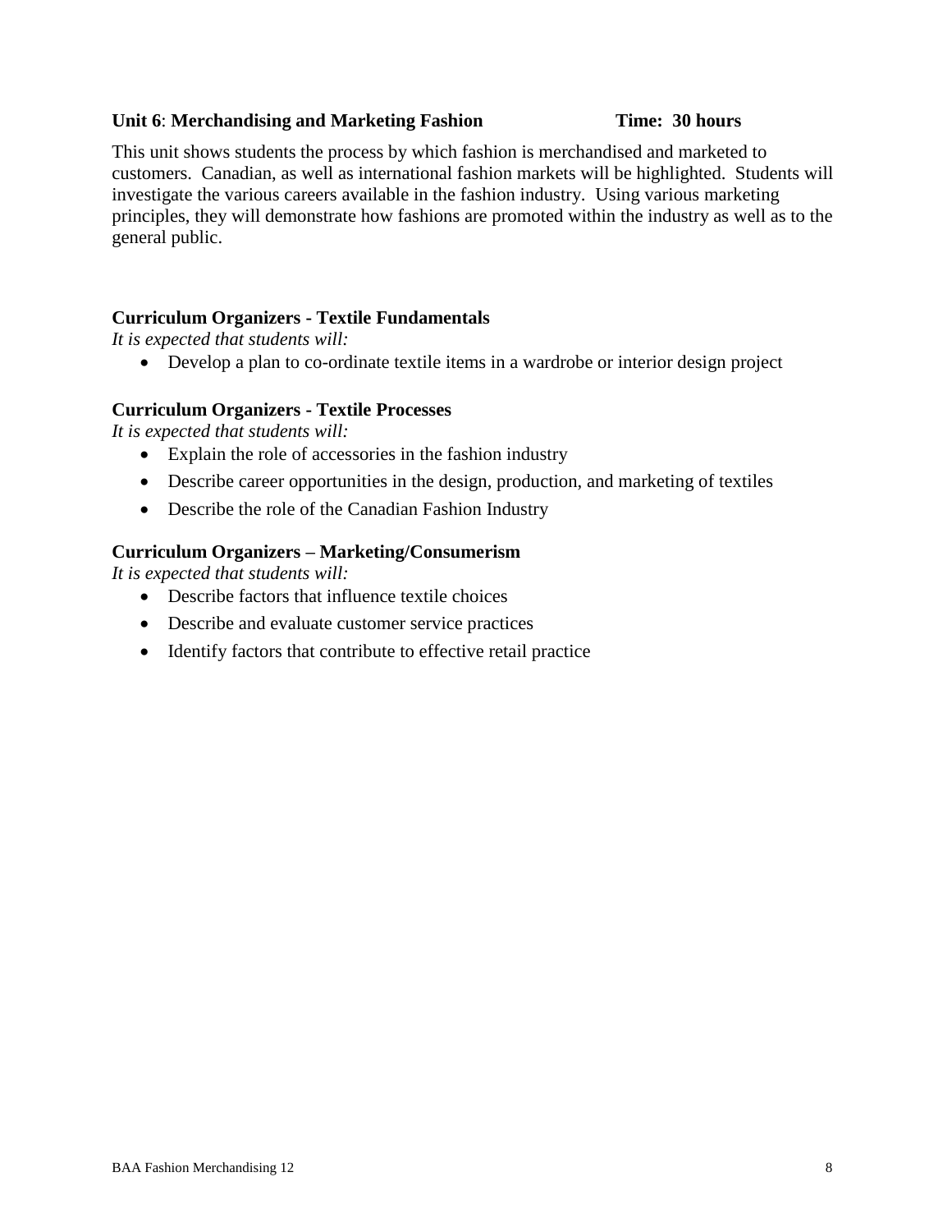**Unit 6**: **Merchandising and Marketing Fashion** **Time: 30 hours**

This unit shows students the process by which fashion is merchandised and marketed to customers. Canadian, as well as international fashion markets will be highlighted. Students will investigate the various careers available in the fashion industry. Using various marketing principles, they will demonstrate how fashions are promoted within the industry as well as to the general public.

**Curriculum Organizers - Textile Fundamentals**

*It is expected that students will:*

- Develop a plan to co-ordinate textile items in a wardrobe or interior design project

**Curriculum Organizers - Textile Processes**

*It is expected that students will:*

- Explain the role of accessories in the fashion industry
- Describe career opportunities in the design, production, and marketing of textiles
- Describe the role of the Canadian Fashion Industry

**Curriculum Organizers – Marketing/Consumerism**

*It is expected that students will:*

- Describe factors that influence textile choices
- Describe and evaluate customer service practices
- Identify factors that contribute to effective retail practice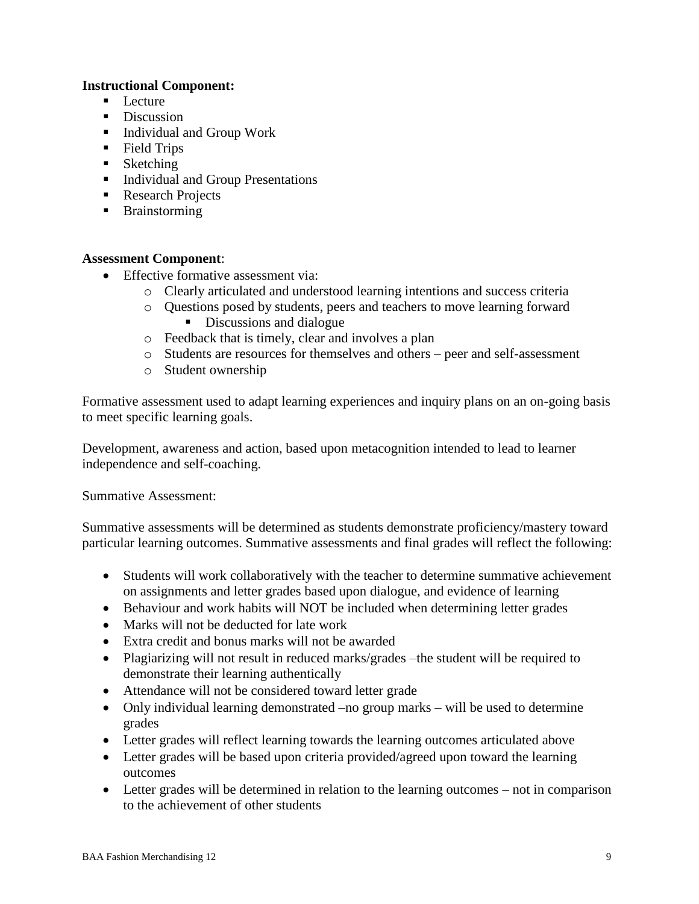**Instructional Component:**

- Lecture
- Discussion
- Individual and Group Work
- Field Trips
- Sketching
- Individual and Group Presentations
- Research Projects
- Brainstorming

**Assessment Component**:

- Effective formative assessment via:
  - Clearly articulated and understood learning intentions and success criteria
  - Questions posed by students, peers and teachers to move learning forward
    - Discussions and dialogue
  - Feedback that is timely, clear and involves a plan
  - Students are resources for themselves and others – peer and self-assessment
  - Student ownership

Formative assessment used to adapt learning experiences and inquiry plans on an on-going basis to meet specific learning goals.

Development, awareness and action, based upon metacognition intended to lead to learner independence and self-coaching.

Summative Assessment:

Summative assessments will be determined as students demonstrate proficiency/mastery toward particular learning outcomes. Summative assessments and final grades will reflect the following:

- Students will work collaboratively with the teacher to determine summative achievement on assignments and letter grades based upon dialogue, and evidence of learning
- Behaviour and work habits will NOT be included when determining letter grades
- Marks will not be deducted for late work
- Extra credit and bonus marks will not be awarded
- Plagiarizing will not result in reduced marks/grades –the student will be required to demonstrate their learning authentically
- Attendance will not be considered toward letter grade
- Only individual learning demonstrated –no group marks – will be used to determine grades
- Letter grades will reflect learning towards the learning outcomes articulated above
- Letter grades will be based upon criteria provided/agreed upon toward the learning outcomes
- Letter grades will be determined in relation to the learning outcomes – not in comparison to the achievement of other students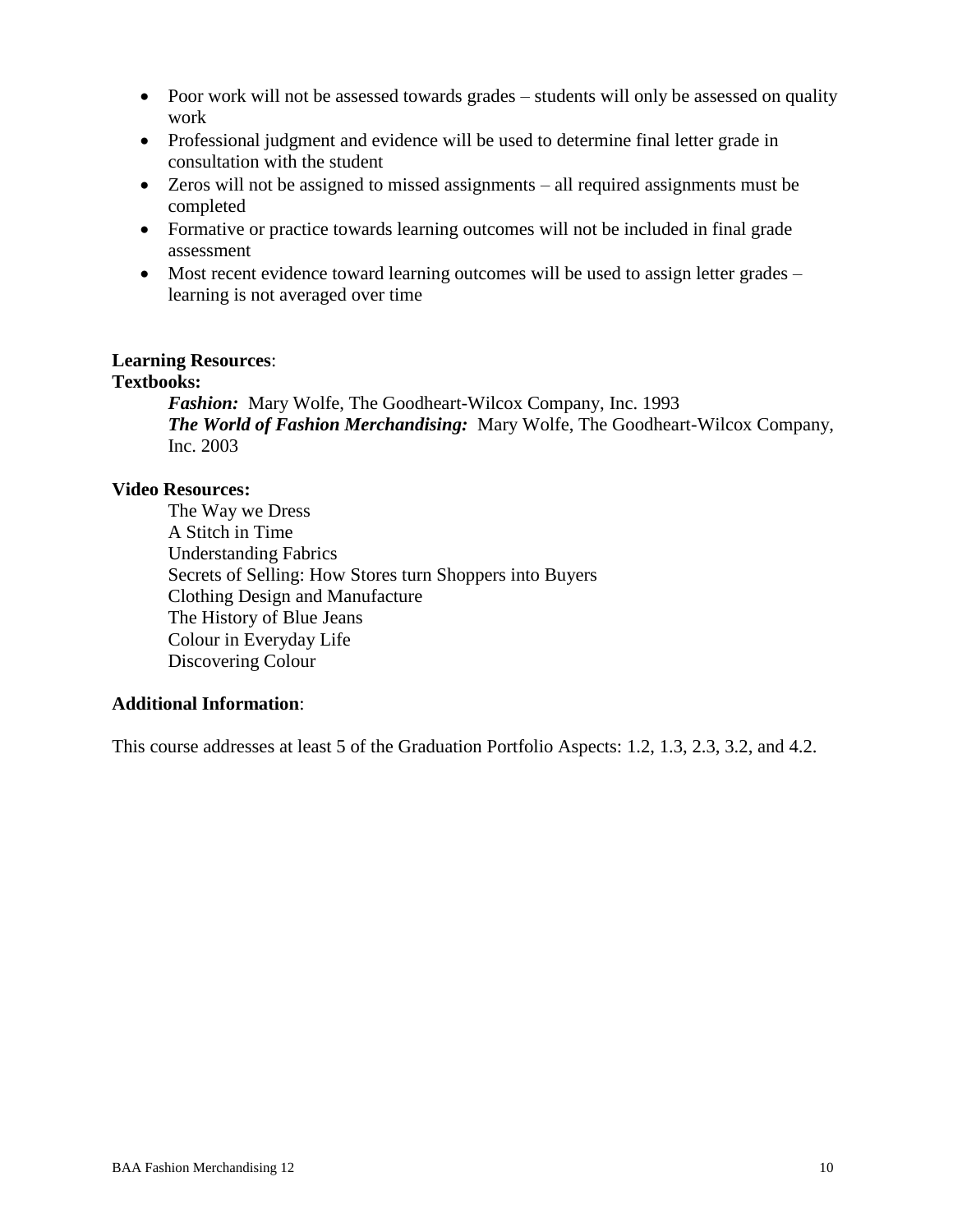- Poor work will not be assessed towards grades – students will only be assessed on quality work
- Professional judgment and evidence will be used to determine final letter grade in consultation with the student
- Zeros will not be assigned to missed assignments – all required assignments must be completed
- Formative or practice towards learning outcomes will not be included in final grade assessment
- Most recent evidence toward learning outcomes will be used to assign letter grades – learning is not averaged over time

**Learning Resources**:

**Textbooks:**

> ***Fashion:*** Mary Wolfe, The Goodheart-Wilcox Company, Inc. 1993
> ***The World of Fashion Merchandising:*** Mary Wolfe, The Goodheart-Wilcox Company, Inc. 2003

**Video Resources:**

> The Way we Dress
> A Stitch in Time
> Understanding Fabrics
> Secrets of Selling: How Stores turn Shoppers into Buyers
> Clothing Design and Manufacture
> The History of Blue Jeans
> Colour in Everyday Life
> Discovering Colour

**Additional Information**:

This course addresses at least 5 of the Graduation Portfolio Aspects: 1.2, 1.3, 2.3, 3.2, and 4.2.